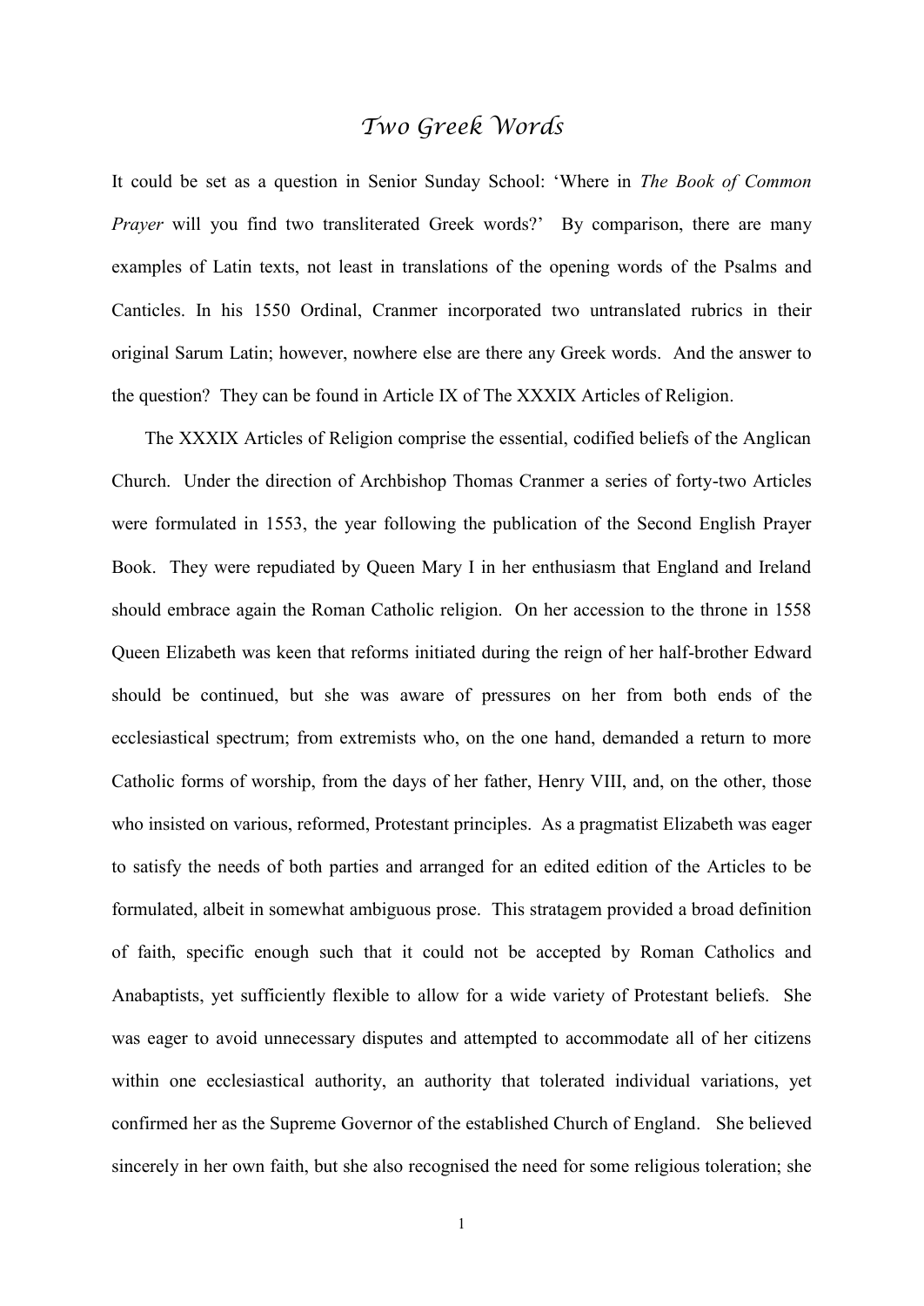# *Two Greek Words*

It could be set as a question in Senior Sunday School: 'Where in *The Book of Common Prayer* will you find two transliterated Greek words?' By comparison, there are many examples of Latin texts, not least in translations of the opening words of the Psalms and Canticles. In his 1550 Ordinal, Cranmer incorporated two untranslated rubrics in their original Sarum Latin; however, nowhere else are there any Greek words. And the answer to the question? They can be found in Article IX of The XXXIX Articles of Religion.

The XXXIX Articles of Religion comprise the essential, codified beliefs of the Anglican Church. Under the direction of Archbishop Thomas Cranmer a series of forty-two Articles were formulated in 1553, the year following the publication of the Second English Prayer Book. They were repudiated by Queen Mary I in her enthusiasm that England and Ireland should embrace again the Roman Catholic religion. On her accession to the throne in 1558 Queen Elizabeth was keen that reforms initiated during the reign of her half-brother Edward should be continued, but she was aware of pressures on her from both ends of the ecclesiastical spectrum; from extremists who, on the one hand, demanded a return to more Catholic forms of worship, from the days of her father, Henry VIII, and, on the other, those who insisted on various, reformed, Protestant principles. As a pragmatist Elizabeth was eager to satisfy the needs of both parties and arranged for an edited edition of the Articles to be formulated, albeit in somewhat ambiguous prose. This stratagem provided a broad definition of faith, specific enough such that it could not be accepted by Roman Catholics and Anabaptists, yet sufficiently flexible to allow for a wide variety of Protestant beliefs. She was eager to avoid unnecessary disputes and attempted to accommodate all of her citizens within one ecclesiastical authority, an authority that tolerated individual variations, yet confirmed her as the Supreme Governor of the established Church of England. She believed sincerely in her own faith, but she also recognised the need for some religious toleration; she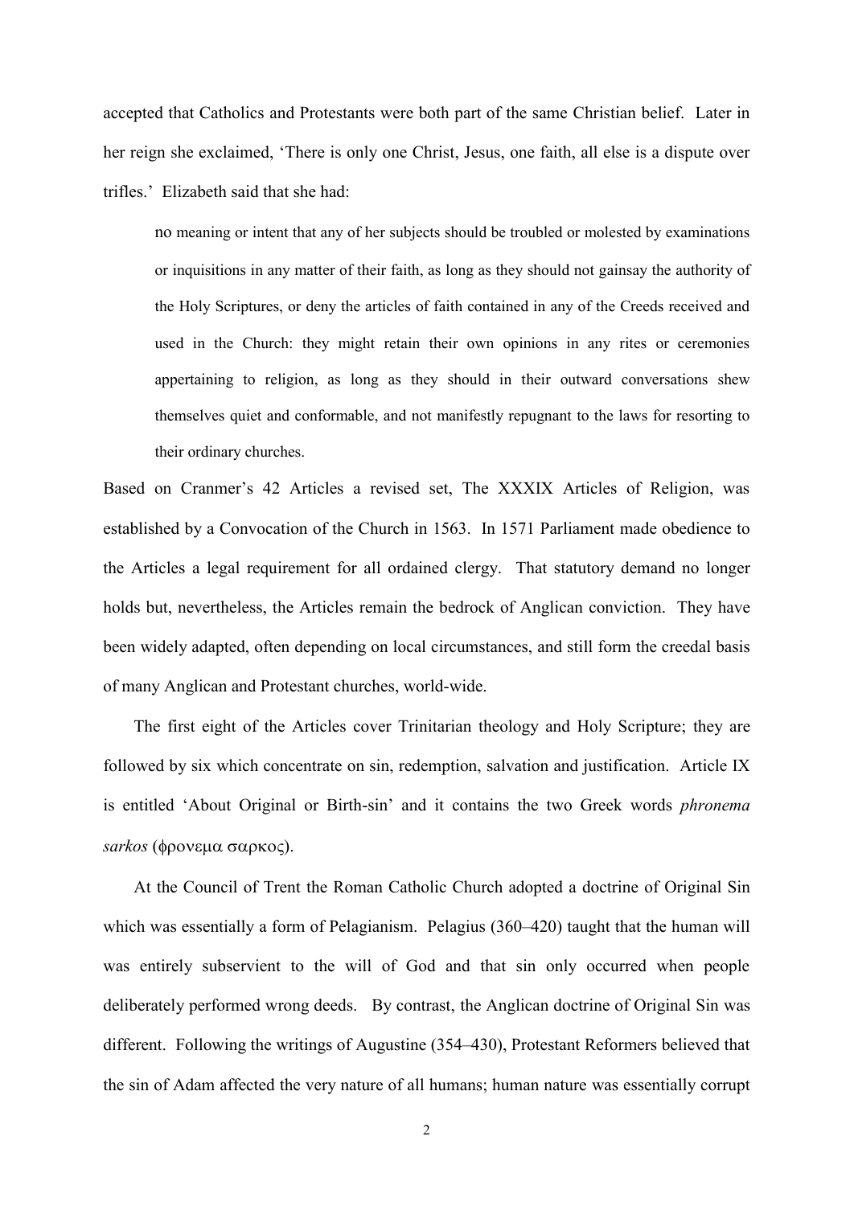accepted that Catholics and Protestants were both part of the same Christian belief. Later in her reign she exclaimed, 'There is only one Christ, Jesus, one faith, all else is a dispute over trifles.' Elizabeth said that she had:

> no meaning or intent that any of her subjects should be troubled or molested by examinations or inquisitions in any matter of their faith, as long as they should not gainsay the authority of the Holy Scriptures, or deny the articles of faith contained in any of the Creeds received and used in the Church: they might retain their own opinions in any rites or ceremonies appertaining to religion, as long as they should in their outward conversations shew themselves quiet and conformable, and not manifestly repugnant to the laws for resorting to their ordinary churches.

Based on Cranmer's 42 Articles a revised set, The XXXIX Articles of Religion, was established by a Convocation of the Church in 1563. In 1571 Parliament made obedience to the Articles a legal requirement for all ordained clergy. That statutory demand no longer holds but, nevertheless, the Articles remain the bedrock of Anglican conviction. They have been widely adapted, often depending on local circumstances, and still form the creedal basis of many Anglican and Protestant churches, world-wide.

The first eight of the Articles cover Trinitarian theology and Holy Scripture; they are followed by six which concentrate on sin, redemption, salvation and justification. Article IX is entitled 'About Original or Birth-sin' and it contains the two Greek words *phronema sarkos* (φρονεμα σαρκος).

At the Council of Trent the Roman Catholic Church adopted a doctrine of Original Sin which was essentially a form of Pelagianism. Pelagius (360–420) taught that the human will was entirely subservient to the will of God and that sin only occurred when people deliberately performed wrong deeds. By contrast, the Anglican doctrine of Original Sin was different. Following the writings of Augustine (354–430), Protestant Reformers believed that the sin of Adam affected the very nature of all humans; human nature was essentially corrupt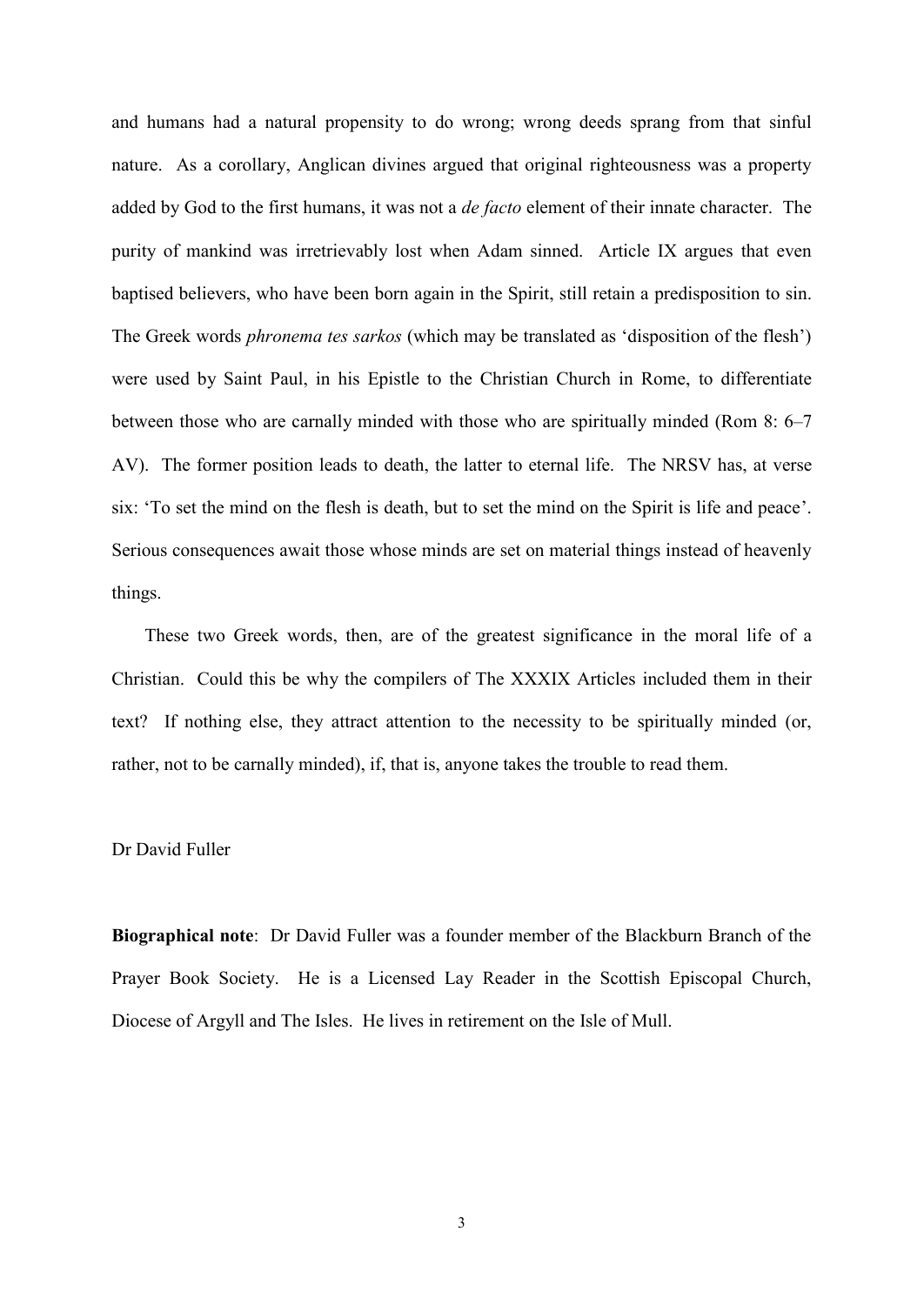and humans had a natural propensity to do wrong; wrong deeds sprang from that sinful nature. As a corollary, Anglican divines argued that original righteousness was a property added by God to the first humans, it was not a *de facto* element of their innate character. The purity of mankind was irretrievably lost when Adam sinned. Article IX argues that even baptised believers, who have been born again in the Spirit, still retain a predisposition to sin. The Greek words *phronema tes sarkos* (which may be translated as 'disposition of the flesh') were used by Saint Paul, in his Epistle to the Christian Church in Rome, to differentiate between those who are carnally minded with those who are spiritually minded (Rom 8: 6–7 AV). The former position leads to death, the latter to eternal life. The NRSV has, at verse six: 'To set the mind on the flesh is death, but to set the mind on the Spirit is life and peace'. Serious consequences await those whose minds are set on material things instead of heavenly things.

These two Greek words, then, are of the greatest significance in the moral life of a Christian. Could this be why the compilers of The XXXIX Articles included them in their text? If nothing else, they attract attention to the necessity to be spiritually minded (or, rather, not to be carnally minded), if, that is, anyone takes the trouble to read them.

Dr David Fuller

**Biographical note**: Dr David Fuller was a founder member of the Blackburn Branch of the Prayer Book Society. He is a Licensed Lay Reader in the Scottish Episcopal Church, Diocese of Argyll and The Isles. He lives in retirement on the Isle of Mull.